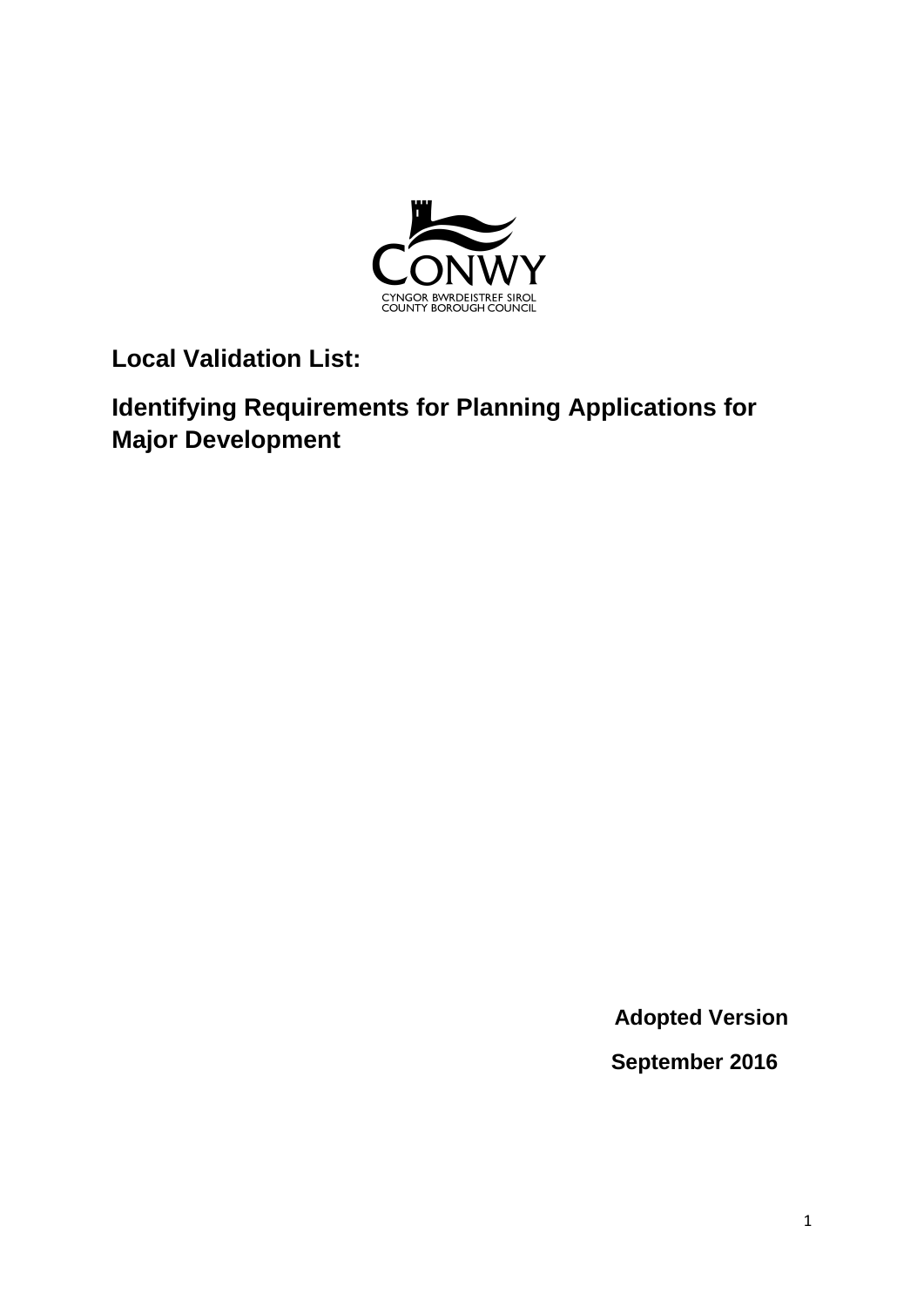CONWY

CYNGOR BWRDEISTREF SIROL
COUNTY BOROUGH COUNCIL

# Local Validation List:

# Identifying Requirements for Planning Applications for Major Development

**Adopted Version**

**September 2016**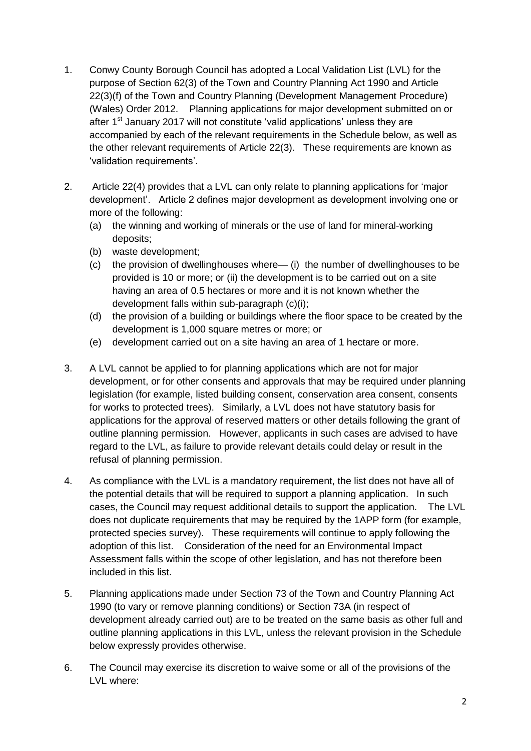1. Conwy County Borough Council has adopted a Local Validation List (LVL) for the purpose of Section 62(3) of the Town and Country Planning Act 1990 and Article 22(3)(f) of the Town and Country Planning (Development Management Procedure) (Wales) Order 2012. Planning applications for major development submitted on or after 1st January 2017 will not constitute 'valid applications' unless they are accompanied by each of the relevant requirements in the Schedule below, as well as the other relevant requirements of Article 22(3). These requirements are known as 'validation requirements'.

2. Article 22(4) provides that a LVL can only relate to planning applications for 'major development'. Article 2 defines major development as development involving one or more of the following:
   (a) the winning and working of minerals or the use of land for mineral-working deposits;
   (b) waste development;
   (c) the provision of dwellinghouses where— (i) the number of dwellinghouses to be provided is 10 or more; or (ii) the development is to be carried out on a site having an area of 0.5 hectares or more and it is not known whether the development falls within sub-paragraph (c)(i);
   (d) the provision of a building or buildings where the floor space to be created by the development is 1,000 square metres or more; or
   (e) development carried out on a site having an area of 1 hectare or more.

3. A LVL cannot be applied to for planning applications which are not for major development, or for other consents and approvals that may be required under planning legislation (for example, listed building consent, conservation area consent, consents for works to protected trees). Similarly, a LVL does not have statutory basis for applications for the approval of reserved matters or other details following the grant of outline planning permission. However, applicants in such cases are advised to have regard to the LVL, as failure to provide relevant details could delay or result in the refusal of planning permission.

4. As compliance with the LVL is a mandatory requirement, the list does not have all of the potential details that will be required to support a planning application. In such cases, the Council may request additional details to support the application. The LVL does not duplicate requirements that may be required by the 1APP form (for example, protected species survey). These requirements will continue to apply following the adoption of this list. Consideration of the need for an Environmental Impact Assessment falls within the scope of other legislation, and has not therefore been included in this list.

5. Planning applications made under Section 73 of the Town and Country Planning Act 1990 (to vary or remove planning conditions) or Section 73A (in respect of development already carried out) are to be treated on the same basis as other full and outline planning applications in this LVL, unless the relevant provision in the Schedule below expressly provides otherwise.

6. The Council may exercise its discretion to waive some or all of the provisions of the LVL where: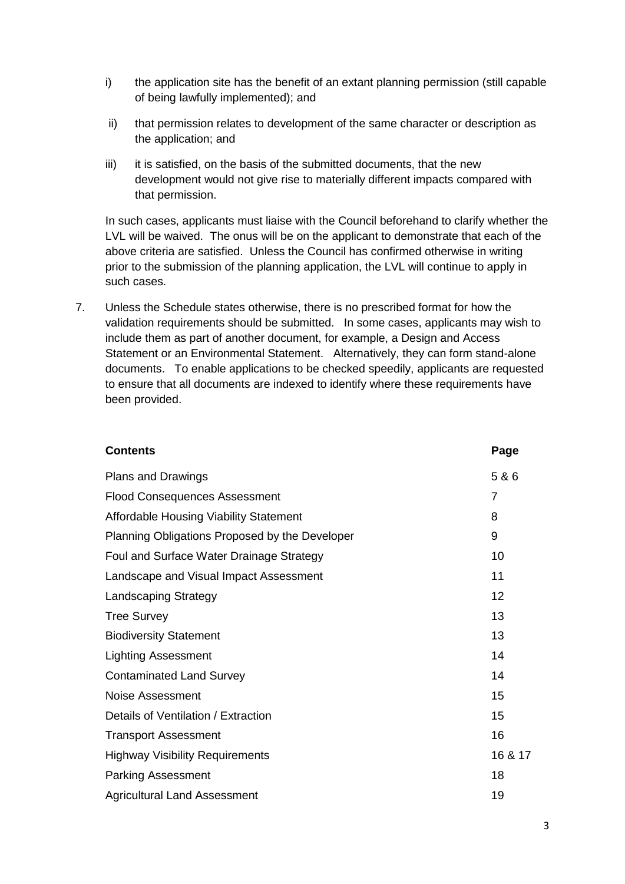i) the application site has the benefit of an extant planning permission (still capable of being lawfully implemented); and

ii) that permission relates to development of the same character or description as the application; and

iii) it is satisfied, on the basis of the submitted documents, that the new development would not give rise to materially different impacts compared with that permission.

In such cases, applicants must liaise with the Council beforehand to clarify whether the LVL will be waived. The onus will be on the applicant to demonstrate that each of the above criteria are satisfied. Unless the Council has confirmed otherwise in writing prior to the submission of the planning application, the LVL will continue to apply in such cases.

7. Unless the Schedule states otherwise, there is no prescribed format for how the validation requirements should be submitted. In some cases, applicants may wish to include them as part of another document, for example, a Design and Access Statement or an Environmental Statement. Alternatively, they can form stand-alone documents. To enable applications to be checked speedily, applicants are requested to ensure that all documents are indexed to identify where these requirements have been provided.

| **Contents** | **Page** |
|---|---|
| Plans and Drawings | 5 & 6 |
| Flood Consequences Assessment | 7 |
| Affordable Housing Viability Statement | 8 |
| Planning Obligations Proposed by the Developer | 9 |
| Foul and Surface Water Drainage Strategy | 10 |
| Landscape and Visual Impact Assessment | 11 |
| Landscaping Strategy | 12 |
| Tree Survey | 13 |
| Biodiversity Statement | 13 |
| Lighting Assessment | 14 |
| Contaminated Land Survey | 14 |
| Noise Assessment | 15 |
| Details of Ventilation / Extraction | 15 |
| Transport Assessment | 16 |
| Highway Visibility Requirements | 16 & 17 |
| Parking Assessment | 18 |
| Agricultural Land Assessment | 19 |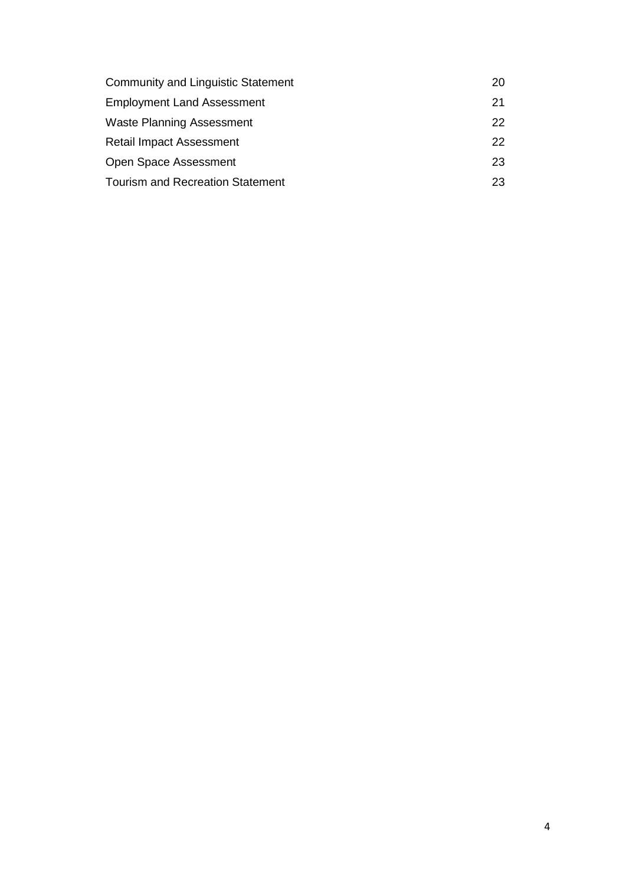| | |
|---|---|
| Community and Linguistic Statement | 20 |
| Employment Land Assessment | 21 |
| Waste Planning Assessment | 22 |
| Retail Impact Assessment | 22 |
| Open Space Assessment | 23 |
| Tourism and Recreation Statement | 23 |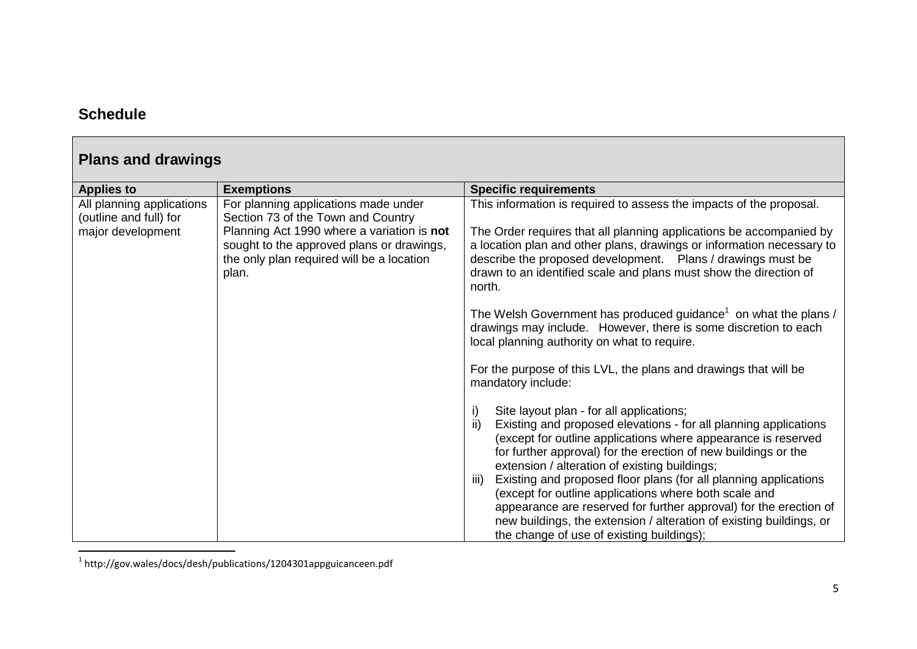## Schedule

### Plans and drawings

| Applies to | Exemptions | Specific requirements |
|---|---|---|
| All planning applications (outline and full) for major development | For planning applications made under Section 73 of the Town and Country Planning Act 1990 where a variation is **not** sought to the approved plans or drawings, the only plan required will be a location plan. | This information is required to assess the impacts of the proposal.<br><br>The Order requires that all planning applications be accompanied by a location plan and other plans, drawings or information necessary to describe the proposed development. Plans / drawings must be drawn to an identified scale and plans must show the direction of north.<br><br>The Welsh Government has produced guidance[1] on what the plans / drawings may include. However, there is some discretion to each local planning authority on what to require.<br><br>For the purpose of this LVL, the plans and drawings that will be mandatory include:<br><br>i) Site layout plan - for all applications;<br>ii) Existing and proposed elevations - for all planning applications (except for outline applications where appearance is reserved for further approval) for the erection of new buildings or the extension / alteration of existing buildings;<br>iii) Existing and proposed floor plans (for all planning applications (except for outline applications where both scale and appearance are reserved for further approval) for the erection of new buildings, the extension / alteration of existing buildings, or the change of use of existing buildings); |

[1] http://gov.wales/docs/desh/publications/1204301appguicanceen.pdf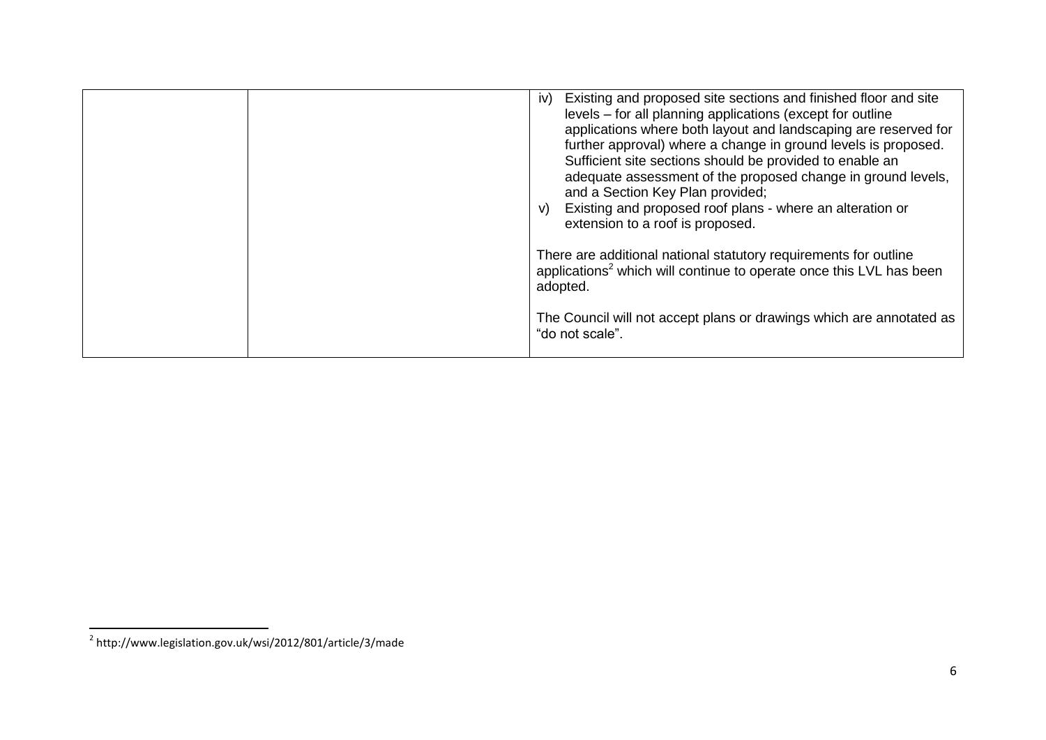| | | |
|---|---|---|
| | | iv) Existing and proposed site sections and finished floor and site levels – for all planning applications (except for outline applications where both layout and landscaping are reserved for further approval) where a change in ground levels is proposed. Sufficient site sections should be provided to enable an adequate assessment of the proposed change in ground levels, and a Section Key Plan provided;<br>v) Existing and proposed roof plans - where an alteration or extension to a roof is proposed.<br><br>There are additional national statutory requirements for outline applications[2] which will continue to operate once this LVL has been adopted.<br><br>The Council will not accept plans or drawings which are annotated as "do not scale". |

[2] http://www.legislation.gov.uk/wsi/2012/801/article/3/made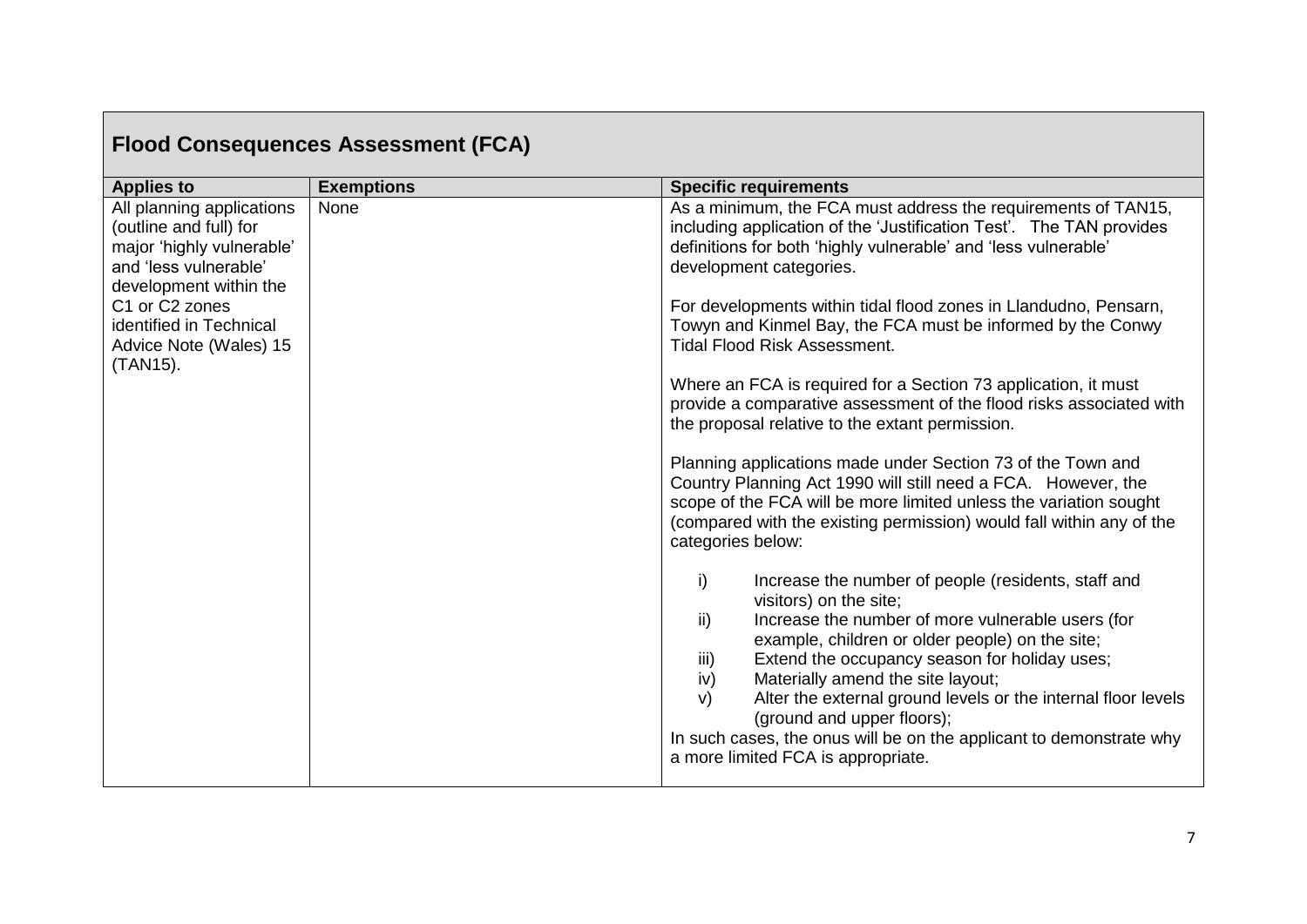## Flood Consequences Assessment (FCA)

| Applies to | Exemptions | Specific requirements |
|---|---|---|
| All planning applications (outline and full) for major 'highly vulnerable' and 'less vulnerable' development within the C1 or C2 zones identified in Technical Advice Note (Wales) 15 (TAN15). | None | As a minimum, the FCA must address the requirements of TAN15, including application of the 'Justification Test'. The TAN provides definitions for both 'highly vulnerable' and 'less vulnerable' development categories.<br><br>For developments within tidal flood zones in Llandudno, Pensarn, Towyn and Kinmel Bay, the FCA must be informed by the Conwy Tidal Flood Risk Assessment.<br><br>Where an FCA is required for a Section 73 application, it must provide a comparative assessment of the flood risks associated with the proposal relative to the extant permission.<br><br>Planning applications made under Section 73 of the Town and Country Planning Act 1990 will still need a FCA. However, the scope of the FCA will be more limited unless the variation sought (compared with the existing permission) would fall within any of the categories below:<br><br>i) Increase the number of people (residents, staff and visitors) on the site;<br>ii) Increase the number of more vulnerable users (for example, children or older people) on the site;<br>iii) Extend the occupancy season for holiday uses;<br>iv) Materially amend the site layout;<br>v) Alter the external ground levels or the internal floor levels (ground and upper floors);<br>In such cases, the onus will be on the applicant to demonstrate why a more limited FCA is appropriate. |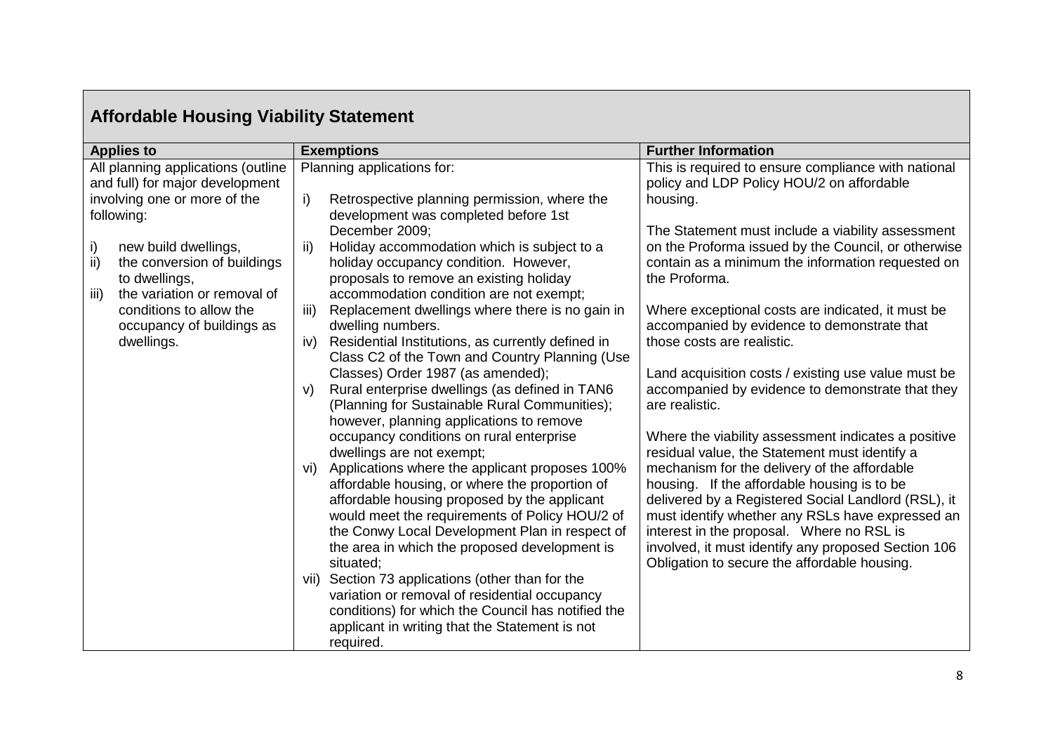## Affordable Housing Viability Statement

| Applies to | Exemptions | Further Information |
|---|---|---|
| All planning applications (outline and full) for major development involving one or more of the following:<br><br>i) new build dwellings,<br>ii) the conversion of buildings to dwellings,<br>iii) the variation or removal of conditions to allow the occupancy of buildings as dwellings. | Planning applications for:<br><br>i) Retrospective planning permission, where the development was completed before 1st December 2009;<br>ii) Holiday accommodation which is subject to a holiday occupancy condition. However, proposals to remove an existing holiday accommodation condition are not exempt;<br>iii) Replacement dwellings where there is no gain in dwelling numbers.<br>iv) Residential Institutions, as currently defined in Class C2 of the Town and Country Planning (Use Classes) Order 1987 (as amended);<br>v) Rural enterprise dwellings (as defined in TAN6 (Planning for Sustainable Rural Communities); however, planning applications to remove occupancy conditions on rural enterprise dwellings are not exempt;<br>vi) Applications where the applicant proposes 100% affordable housing, or where the proportion of affordable housing proposed by the applicant would meet the requirements of Policy HOU/2 of the Conwy Local Development Plan in respect of the area in which the proposed development is situated;<br>vii) Section 73 applications (other than for the variation or removal of residential occupancy conditions) for which the Council has notified the applicant in writing that the Statement is not required. | This is required to ensure compliance with national policy and LDP Policy HOU/2 on affordable housing.<br><br>The Statement must include a viability assessment on the Proforma issued by the Council, or otherwise contain as a minimum the information requested on the Proforma.<br><br>Where exceptional costs are indicated, it must be accompanied by evidence to demonstrate that those costs are realistic.<br><br>Land acquisition costs / existing use value must be accompanied by evidence to demonstrate that they are realistic.<br><br>Where the viability assessment indicates a positive residual value, the Statement must identify a mechanism for the delivery of the affordable housing. If the affordable housing is to be delivered by a Registered Social Landlord (RSL), it must identify whether any RSLs have expressed an interest in the proposal. Where no RSL is involved, it must identify any proposed Section 106 Obligation to secure the affordable housing. |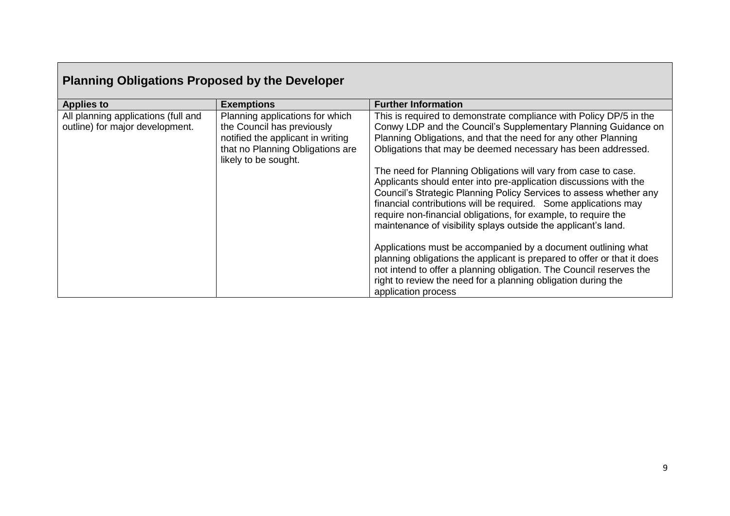## Planning Obligations Proposed by the Developer

| Applies to | Exemptions | Further Information |
|---|---|---|
| All planning applications (full and outline) for major development. | Planning applications for which the Council has previously notified the applicant in writing that no Planning Obligations are likely to be sought. | This is required to demonstrate compliance with Policy DP/5 in the Conwy LDP and the Council's Supplementary Planning Guidance on Planning Obligations, and that the need for any other Planning Obligations that may be deemed necessary has been addressed.<br><br>The need for Planning Obligations will vary from case to case. Applicants should enter into pre-application discussions with the Council's Strategic Planning Policy Services to assess whether any financial contributions will be required. Some applications may require non-financial obligations, for example, to require the maintenance of visibility splays outside the applicant's land.<br><br>Applications must be accompanied by a document outlining what planning obligations the applicant is prepared to offer or that it does not intend to offer a planning obligation. The Council reserves the right to review the need for a planning obligation during the application process |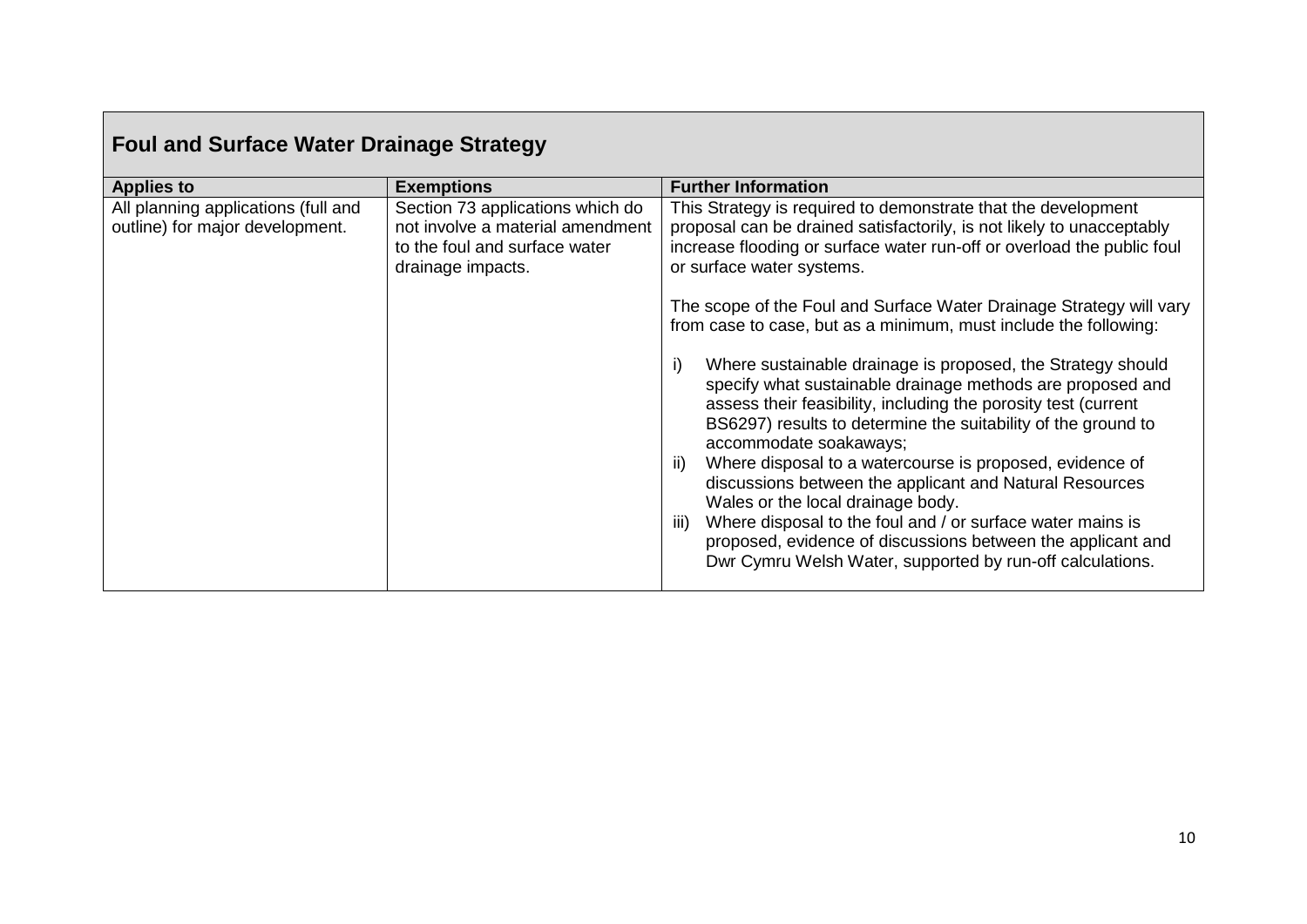## Foul and Surface Water Drainage Strategy

| Applies to | Exemptions | Further Information |
|---|---|---|
| All planning applications (full and outline) for major development. | Section 73 applications which do not involve a material amendment to the foul and surface water drainage impacts. | This Strategy is required to demonstrate that the development proposal can be drained satisfactorily, is not likely to unacceptably increase flooding or surface water run-off or overload the public foul or surface water systems.<br><br>The scope of the Foul and Surface Water Drainage Strategy will vary from case to case, but as a minimum, must include the following:<br><br>i) Where sustainable drainage is proposed, the Strategy should specify what sustainable drainage methods are proposed and assess their feasibility, including the porosity test (current BS6297) results to determine the suitability of the ground to accommodate soakaways;<br>ii) Where disposal to a watercourse is proposed, evidence of discussions between the applicant and Natural Resources Wales or the local drainage body.<br>iii) Where disposal to the foul and / or surface water mains is proposed, evidence of discussions between the applicant and Dwr Cymru Welsh Water, supported by run-off calculations. |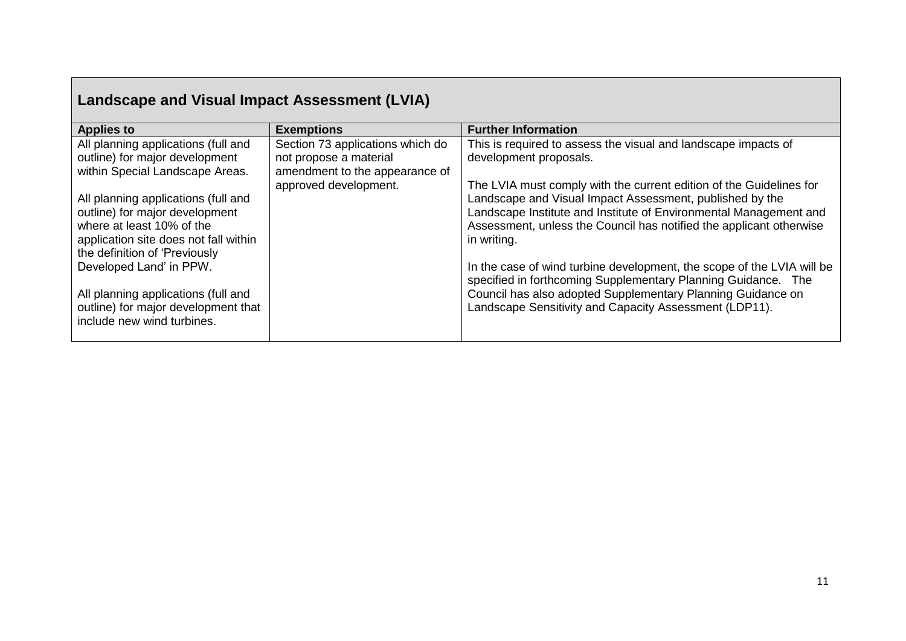## Landscape and Visual Impact Assessment (LVIA)

| Applies to | Exemptions | Further Information |
|---|---|---|
| All planning applications (full and outline) for major development within Special Landscape Areas.<br><br>All planning applications (full and outline) for major development where at least 10% of the application site does not fall within the definition of 'Previously Developed Land' in PPW.<br><br>All planning applications (full and outline) for major development that include new wind turbines. | Section 73 applications which do not propose a material amendment to the appearance of approved development. | This is required to assess the visual and landscape impacts of development proposals.<br><br>The LVIA must comply with the current edition of the Guidelines for Landscape and Visual Impact Assessment, published by the Landscape Institute and Institute of Environmental Management and Assessment, unless the Council has notified the applicant otherwise in writing.<br><br>In the case of wind turbine development, the scope of the LVIA will be specified in forthcoming Supplementary Planning Guidance. The Council has also adopted Supplementary Planning Guidance on Landscape Sensitivity and Capacity Assessment (LDP11). |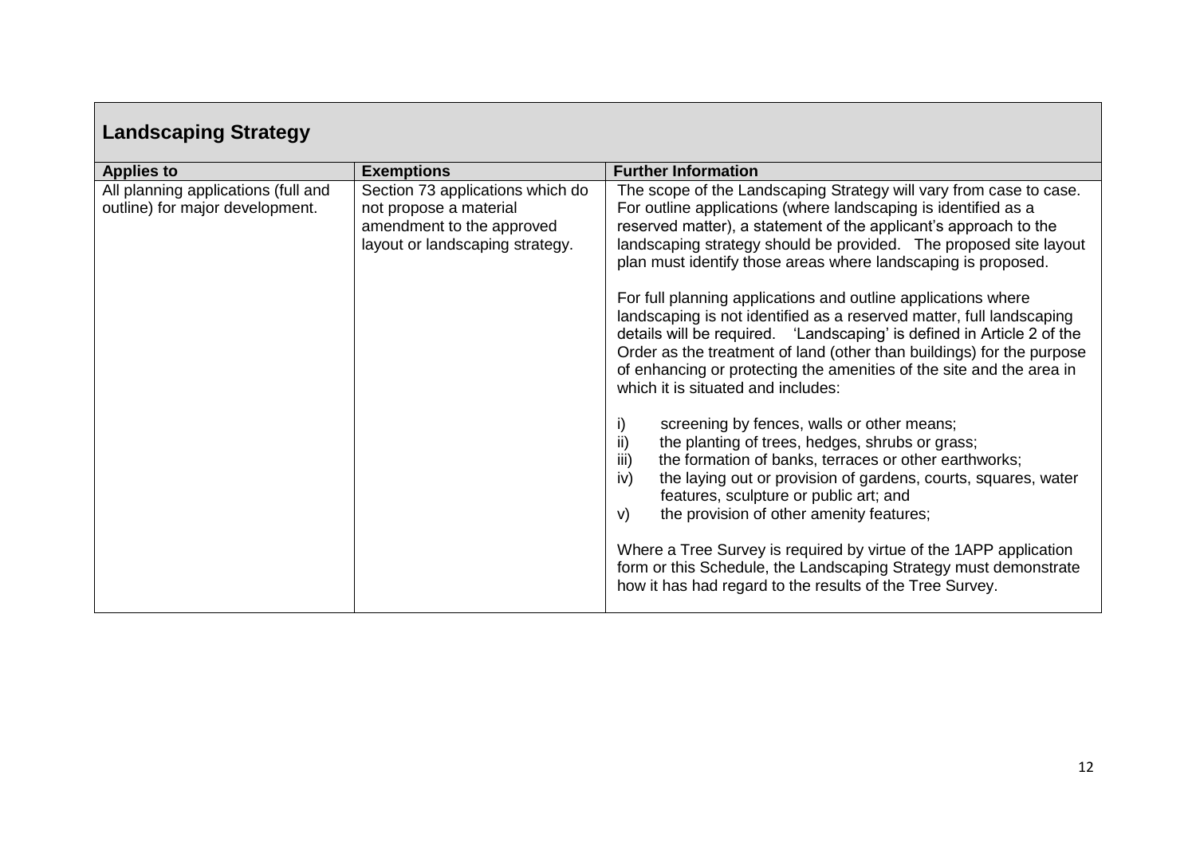## Landscaping Strategy

| Applies to | Exemptions | Further Information |
|---|---|---|
| All planning applications (full and outline) for major development. | Section 73 applications which do not propose a material amendment to the approved layout or landscaping strategy. | The scope of the Landscaping Strategy will vary from case to case. For outline applications (where landscaping is identified as a reserved matter), a statement of the applicant's approach to the landscaping strategy should be provided. The proposed site layout plan must identify those areas where landscaping is proposed.<br><br>For full planning applications and outline applications where landscaping is not identified as a reserved matter, full landscaping details will be required. 'Landscaping' is defined in Article 2 of the Order as the treatment of land (other than buildings) for the purpose of enhancing or protecting the amenities of the site and the area in which it is situated and includes:<br><br>i) screening by fences, walls or other means;<br>ii) the planting of trees, hedges, shrubs or grass;<br>iii) the formation of banks, terraces or other earthworks;<br>iv) the laying out or provision of gardens, courts, squares, water features, sculpture or public art; and<br>v) the provision of other amenity features;<br><br>Where a Tree Survey is required by virtue of the 1APP application form or this Schedule, the Landscaping Strategy must demonstrate how it has had regard to the results of the Tree Survey. |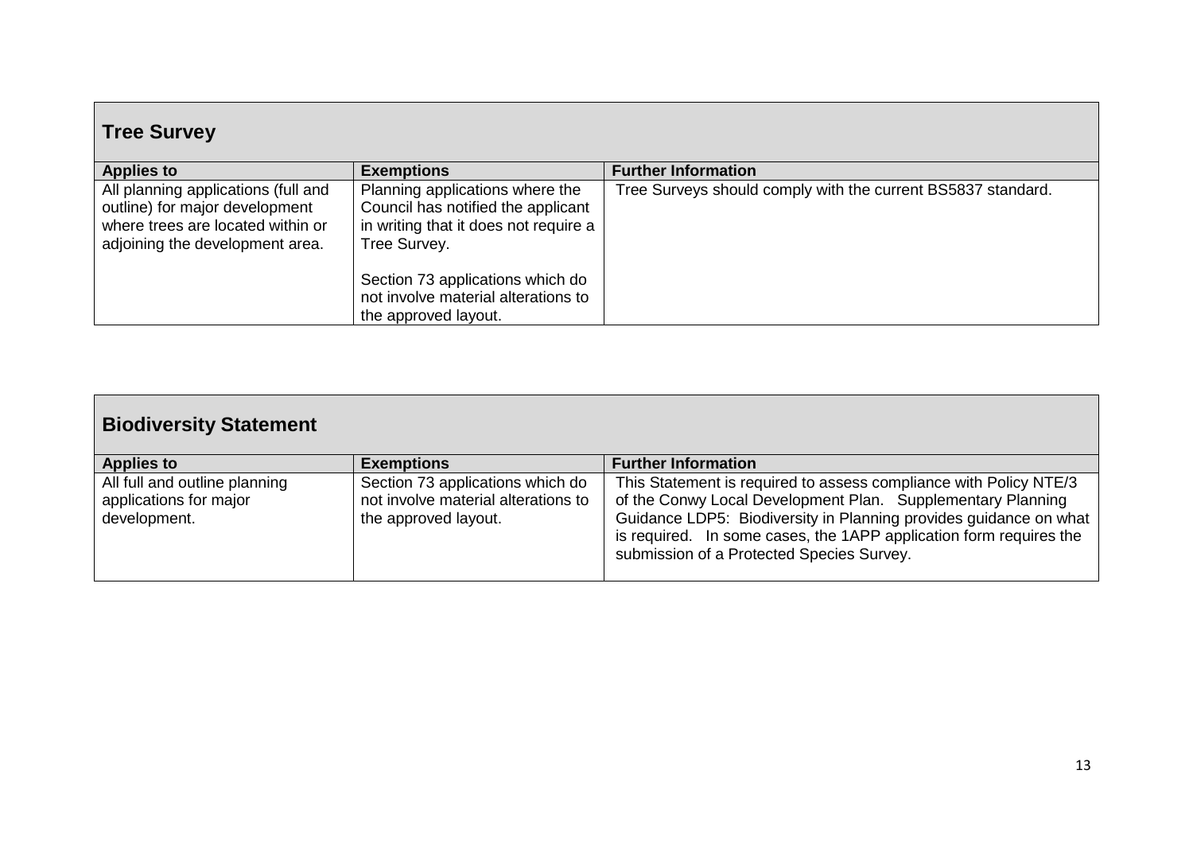## Tree Survey

| Applies to | Exemptions | Further Information |
|---|---|---|
| All planning applications (full and outline) for major development where trees are located within or adjoining the development area. | Planning applications where the Council has notified the applicant in writing that it does not require a Tree Survey.<br><br>Section 73 applications which do not involve material alterations to the approved layout. | Tree Surveys should comply with the current BS5837 standard. |

## Biodiversity Statement

| Applies to | Exemptions | Further Information |
|---|---|---|
| All full and outline planning applications for major development. | Section 73 applications which do not involve material alterations to the approved layout. | This Statement is required to assess compliance with Policy NTE/3 of the Conwy Local Development Plan. Supplementary Planning Guidance LDP5: Biodiversity in Planning provides guidance on what is required. In some cases, the 1APP application form requires the submission of a Protected Species Survey. |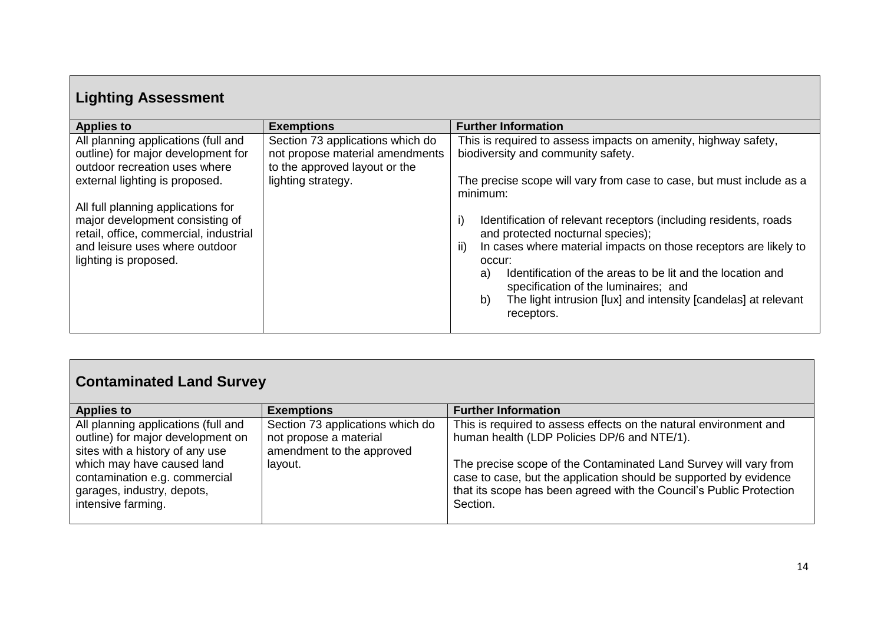## Lighting Assessment

| Applies to | Exemptions | Further Information |
|---|---|---|
| All planning applications (full and outline) for major development for outdoor recreation uses where external lighting is proposed.<br><br>All full planning applications for major development consisting of retail, office, commercial, industrial and leisure uses where outdoor lighting is proposed. | Section 73 applications which do not propose material amendments to the approved layout or the lighting strategy. | This is required to assess impacts on amenity, highway safety, biodiversity and community safety.<br><br>The precise scope will vary from case to case, but must include as a minimum:<br><br>i) Identification of relevant receptors (including residents, roads and protected nocturnal species);<br>ii) In cases where material impacts on those receptors are likely to occur:<br>a) Identification of the areas to be lit and the location and specification of the luminaires; and<br>b) The light intrusion [lux] and intensity [candelas] at relevant receptors. |

## Contaminated Land Survey

| Applies to | Exemptions | Further Information |
|---|---|---|
| All planning applications (full and outline) for major development on sites with a history of any use which may have caused land contamination e.g. commercial garages, industry, depots, intensive farming. | Section 73 applications which do not propose a material amendment to the approved layout. | This is required to assess effects on the natural environment and human health (LDP Policies DP/6 and NTE/1).<br><br>The precise scope of the Contaminated Land Survey will vary from case to case, but the application should be supported by evidence that its scope has been agreed with the Council's Public Protection Section. |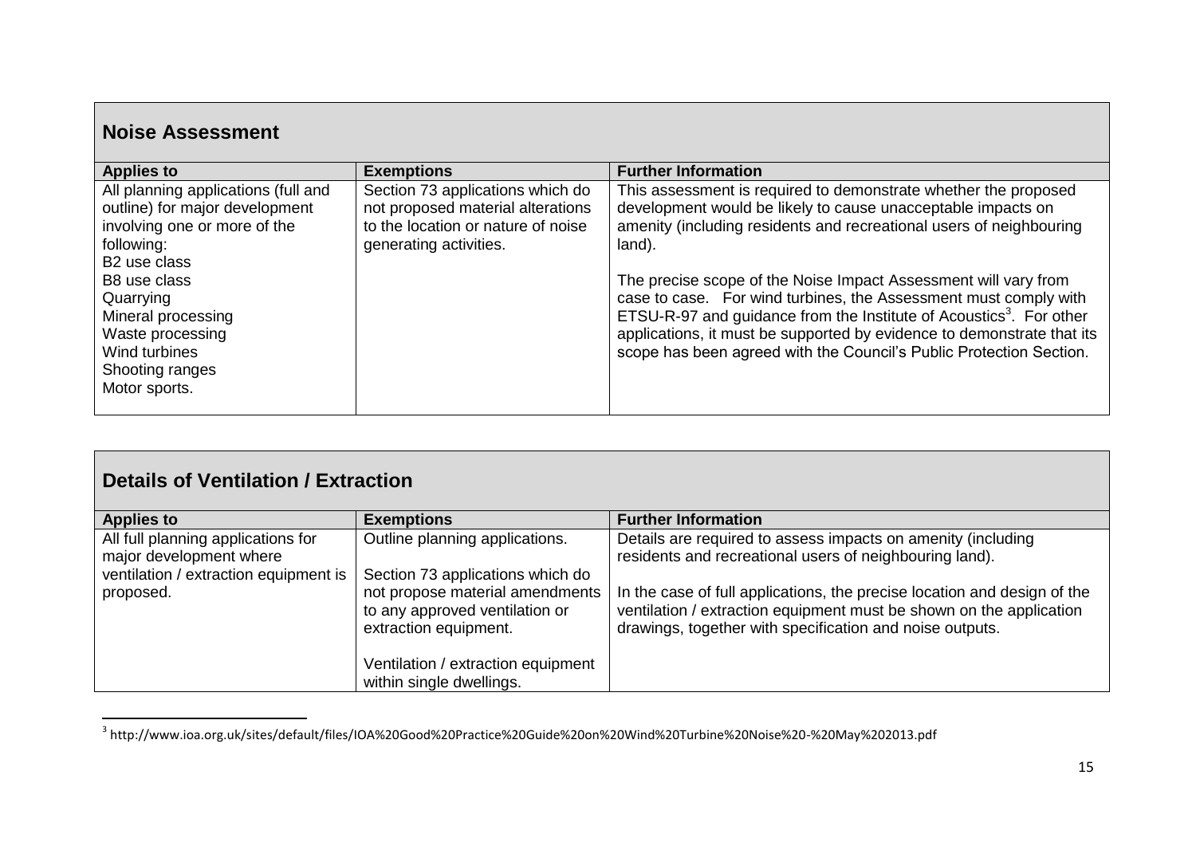## Noise Assessment

| Applies to | Exemptions | Further Information |
|---|---|---|
| All planning applications (full and outline) for major development involving one or more of the following:<br>B2 use class<br>B8 use class<br>Quarrying<br>Mineral processing<br>Waste processing<br>Wind turbines<br>Shooting ranges<br>Motor sports. | Section 73 applications which do not proposed material alterations to the location or nature of noise generating activities. | This assessment is required to demonstrate whether the proposed development would be likely to cause unacceptable impacts on amenity (including residents and recreational users of neighbouring land).<br><br>The precise scope of the Noise Impact Assessment will vary from case to case. For wind turbines, the Assessment must comply with ETSU-R-97 and guidance from the Institute of Acoustics[3]. For other applications, it must be supported by evidence to demonstrate that its scope has been agreed with the Council's Public Protection Section. |

## Details of Ventilation / Extraction

| Applies to | Exemptions | Further Information |
|---|---|---|
| All full planning applications for major development where ventilation / extraction equipment is proposed. | Outline planning applications.<br><br>Section 73 applications which do not propose material amendments to any approved ventilation or extraction equipment.<br><br>Ventilation / extraction equipment within single dwellings. | Details are required to assess impacts on amenity (including residents and recreational users of neighbouring land).<br><br>In the case of full applications, the precise location and design of the ventilation / extraction equipment must be shown on the application drawings, together with specification and noise outputs. |

[3] http://www.ioa.org.uk/sites/default/files/IOA%20Good%20Practice%20Guide%20on%20Wind%20Turbine%20Noise%20-%20May%202013.pdf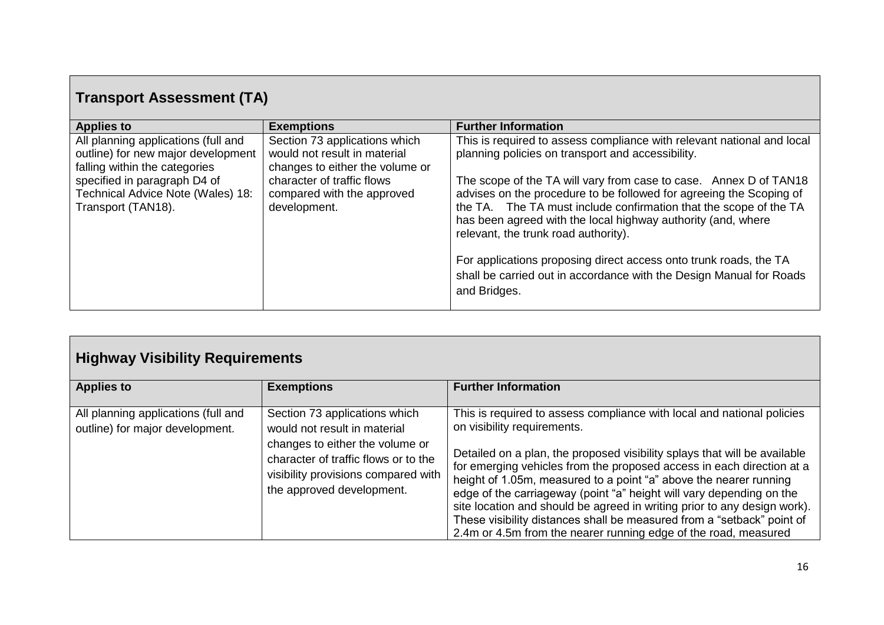## Transport Assessment (TA)

| Applies to | Exemptions | Further Information |
|---|---|---|
| All planning applications (full and outline) for new major development falling within the categories specified in paragraph D4 of Technical Advice Note (Wales) 18: Transport (TAN18). | Section 73 applications which would not result in material changes to either the volume or character of traffic flows compared with the approved development. | This is required to assess compliance with relevant national and local planning policies on transport and accessibility.<br><br>The scope of the TA will vary from case to case. Annex D of TAN18 advises on the procedure to be followed for agreeing the Scoping of the TA. The TA must include confirmation that the scope of the TA has been agreed with the local highway authority (and, where relevant, the trunk road authority).<br><br>For applications proposing direct access onto trunk roads, the TA shall be carried out in accordance with the Design Manual for Roads and Bridges. |

## Highway Visibility Requirements

| Applies to | Exemptions | Further Information |
|---|---|---|
| All planning applications (full and outline) for major development. | Section 73 applications which would not result in material changes to either the volume or character of traffic flows or to the visibility provisions compared with the approved development. | This is required to assess compliance with local and national policies on visibility requirements.<br><br>Detailed on a plan, the proposed visibility splays that will be available for emerging vehicles from the proposed access in each direction at a height of 1.05m, measured to a point "a" above the nearer running edge of the carriageway (point "a" height will vary depending on the site location and should be agreed in writing prior to any design work). These visibility distances shall be measured from a "setback" point of 2.4m or 4.5m from the nearer running edge of the road, measured |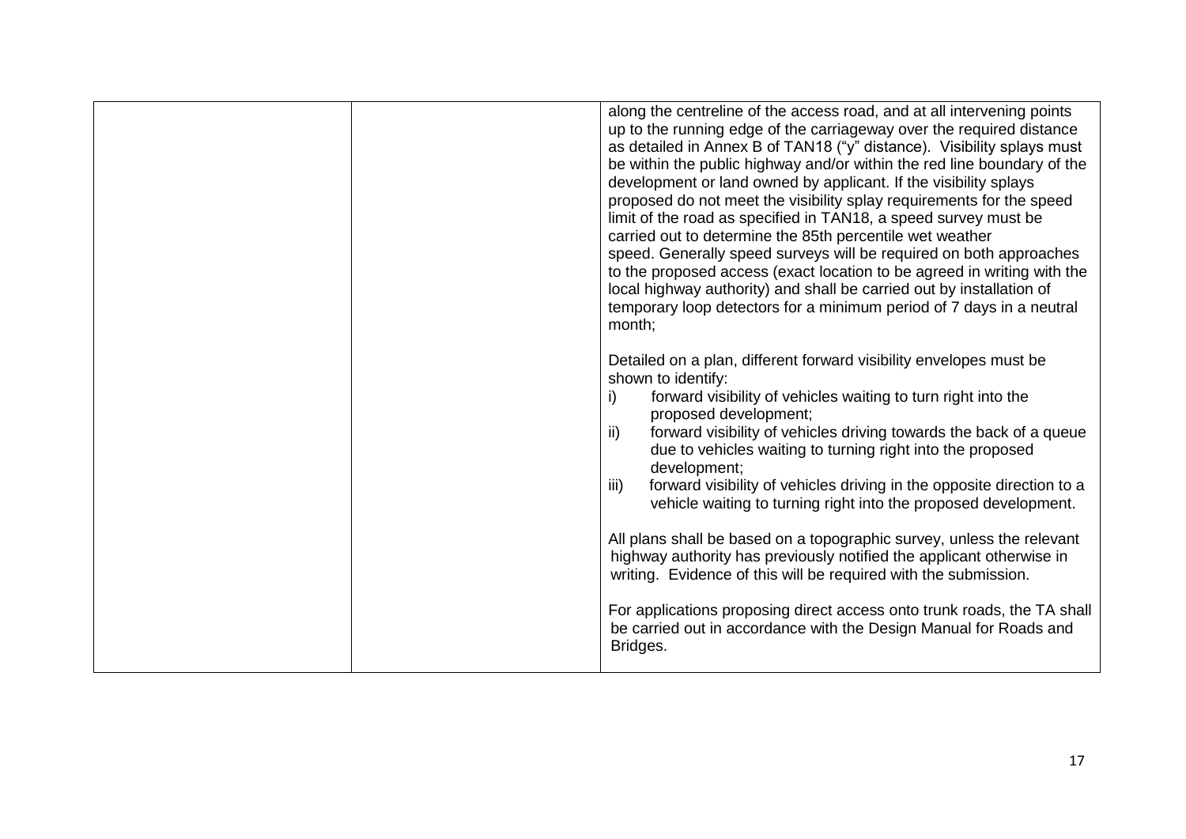|  |  | along the centreline of the access road, and at all intervening points up to the running edge of the carriageway over the required distance as detailed in Annex B of TAN18 ("y" distance). Visibility splays must be within the public highway and/or within the red line boundary of the development or land owned by applicant. If the visibility splays proposed do not meet the visibility splay requirements for the speed limit of the road as specified in TAN18, a speed survey must be carried out to determine the 85th percentile wet weather speed. Generally speed surveys will be required on both approaches to the proposed access (exact location to be agreed in writing with the local highway authority) and shall be carried out by installation of temporary loop detectors for a minimum period of 7 days in a neutral month;<br><br>Detailed on a plan, different forward visibility envelopes must be shown to identify:<br>i) forward visibility of vehicles waiting to turn right into the proposed development;<br>ii) forward visibility of vehicles driving towards the back of a queue due to vehicles waiting to turning right into the proposed development;<br>iii) forward visibility of vehicles driving in the opposite direction to a vehicle waiting to turning right into the proposed development.<br><br>All plans shall be based on a topographic survey, unless the relevant highway authority has previously notified the applicant otherwise in writing. Evidence of this will be required with the submission.<br><br>For applications proposing direct access onto trunk roads, the TA shall be carried out in accordance with the Design Manual for Roads and Bridges. |
|---|---|---|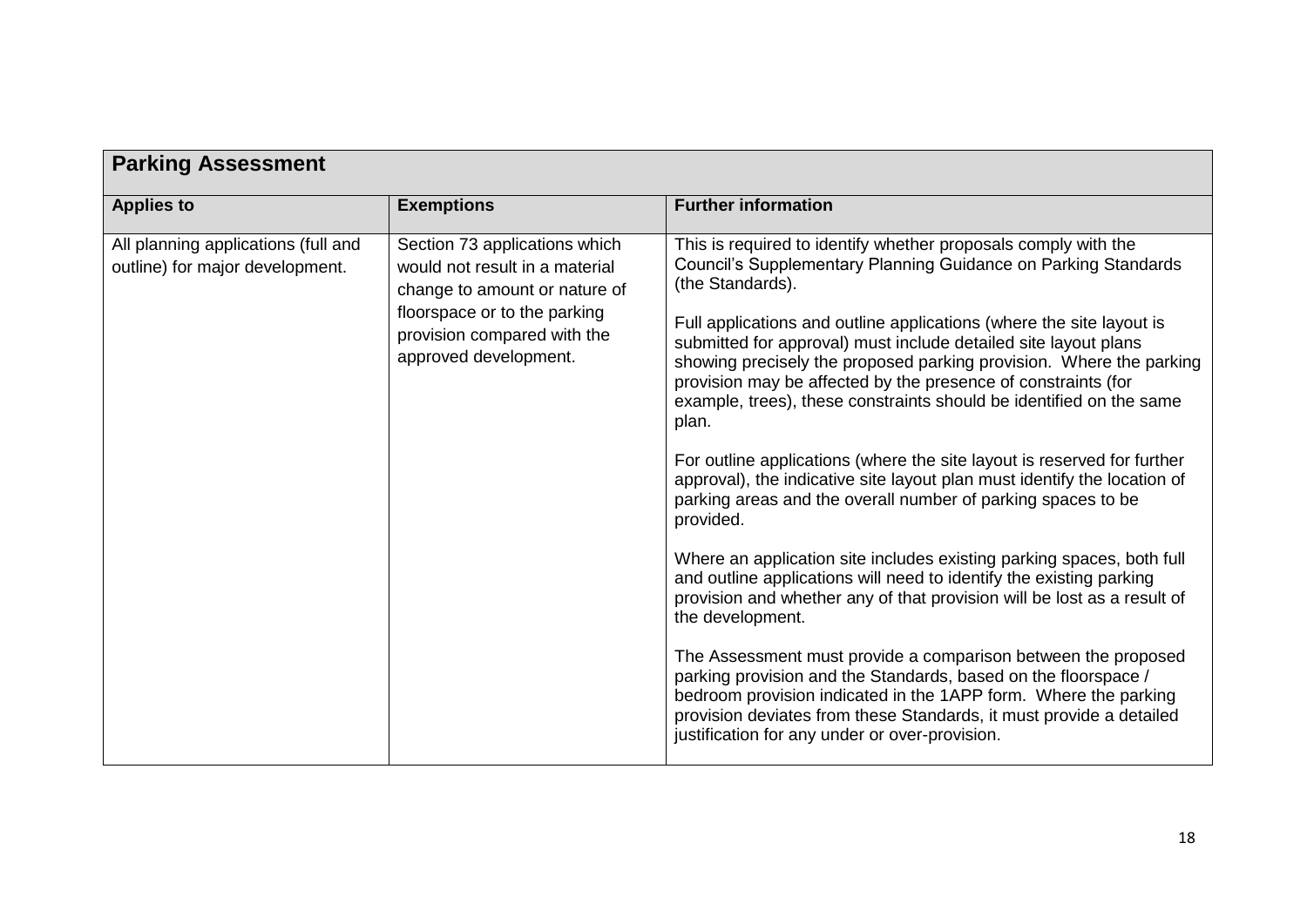| Parking Assessment | | |
|---|---|---|
| **Applies to** | **Exemptions** | **Further information** |
| All planning applications (full and outline) for major development. | Section 73 applications which would not result in a material change to amount or nature of floorspace or to the parking provision compared with the approved development. | This is required to identify whether proposals comply with the Council's Supplementary Planning Guidance on Parking Standards (the Standards).<br><br>Full applications and outline applications (where the site layout is submitted for approval) must include detailed site layout plans showing precisely the proposed parking provision. Where the parking provision may be affected by the presence of constraints (for example, trees), these constraints should be identified on the same plan.<br><br>For outline applications (where the site layout is reserved for further approval), the indicative site layout plan must identify the location of parking areas and the overall number of parking spaces to be provided.<br><br>Where an application site includes existing parking spaces, both full and outline applications will need to identify the existing parking provision and whether any of that provision will be lost as a result of the development.<br><br>The Assessment must provide a comparison between the proposed parking provision and the Standards, based on the floorspace / bedroom provision indicated in the 1APP form. Where the parking provision deviates from these Standards, it must provide a detailed justification for any under or over-provision. |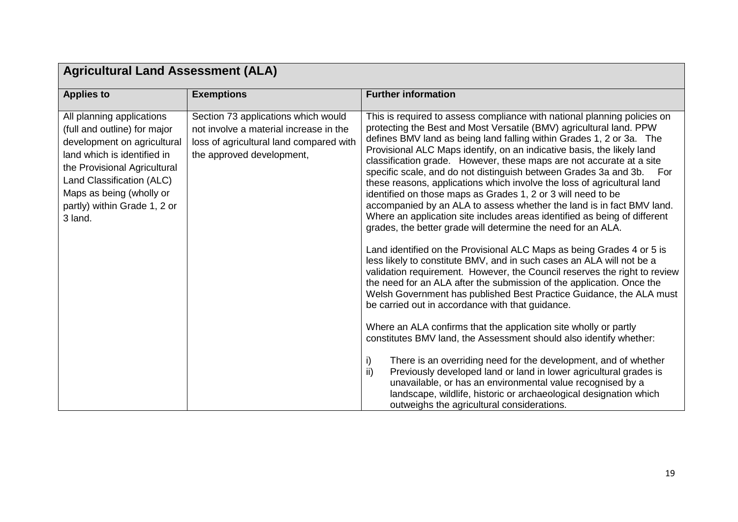| Agricultural Land Assessment (ALA) | | |
|---|---|---|
| **Applies to** | **Exemptions** | **Further information** |
| All planning applications (full and outline) for major development on agricultural land which is identified in the Provisional Agricultural Land Classification (ALC) Maps as being (wholly or partly) within Grade 1, 2 or 3 land. | Section 73 applications which would not involve a material increase in the loss of agricultural land compared with the approved development, | This is required to assess compliance with national planning policies on protecting the Best and Most Versatile (BMV) agricultural land. PPW defines BMV land as being land falling within Grades 1, 2 or 3a. The Provisional ALC Maps identify, on an indicative basis, the likely land classification grade. However, these maps are not accurate at a site specific scale, and do not distinguish between Grades 3a and 3b. For these reasons, applications which involve the loss of agricultural land identified on those maps as Grades 1, 2 or 3 will need to be accompanied by an ALA to assess whether the land is in fact BMV land. Where an application site includes areas identified as being of different grades, the better grade will determine the need for an ALA.<br><br>Land identified on the Provisional ALC Maps as being Grades 4 or 5 is less likely to constitute BMV, and in such cases an ALA will not be a validation requirement. However, the Council reserves the right to review the need for an ALA after the submission of the application. Once the Welsh Government has published Best Practice Guidance, the ALA must be carried out in accordance with that guidance.<br><br>Where an ALA confirms that the application site wholly or partly constitutes BMV land, the Assessment should also identify whether:<br><br>i) There is an overriding need for the development, and of whether<br>ii) Previously developed land or land in lower agricultural grades is unavailable, or has an environmental value recognised by a landscape, wildlife, historic or archaeological designation which outweighs the agricultural considerations. |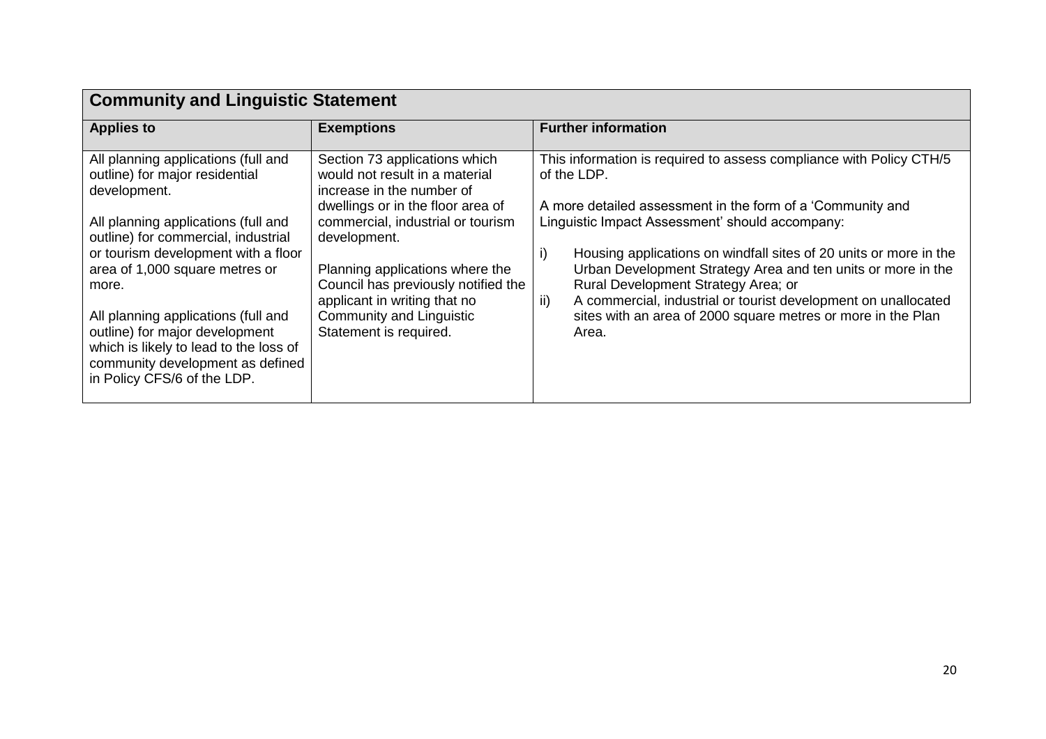| **Community and Linguistic Statement** | | |
|---|---|---|
| **Applies to** | **Exemptions** | **Further information** |
| All planning applications (full and outline) for major residential development.<br><br>All planning applications (full and outline) for commercial, industrial or tourism development with a floor area of 1,000 square metres or more.<br><br>All planning applications (full and outline) for major development which is likely to lead to the loss of community development as defined in Policy CFS/6 of the LDP. | Section 73 applications which would not result in a material increase in the number of dwellings or in the floor area of commercial, industrial or tourism development.<br><br>Planning applications where the Council has previously notified the applicant in writing that no Community and Linguistic Statement is required. | This information is required to assess compliance with Policy CTH/5 of the LDP.<br><br>A more detailed assessment in the form of a 'Community and Linguistic Impact Assessment' should accompany:<br><br>i) Housing applications on windfall sites of 20 units or more in the Urban Development Strategy Area and ten units or more in the Rural Development Strategy Area; or<br>ii) A commercial, industrial or tourist development on unallocated sites with an area of 2000 square metres or more in the Plan Area. |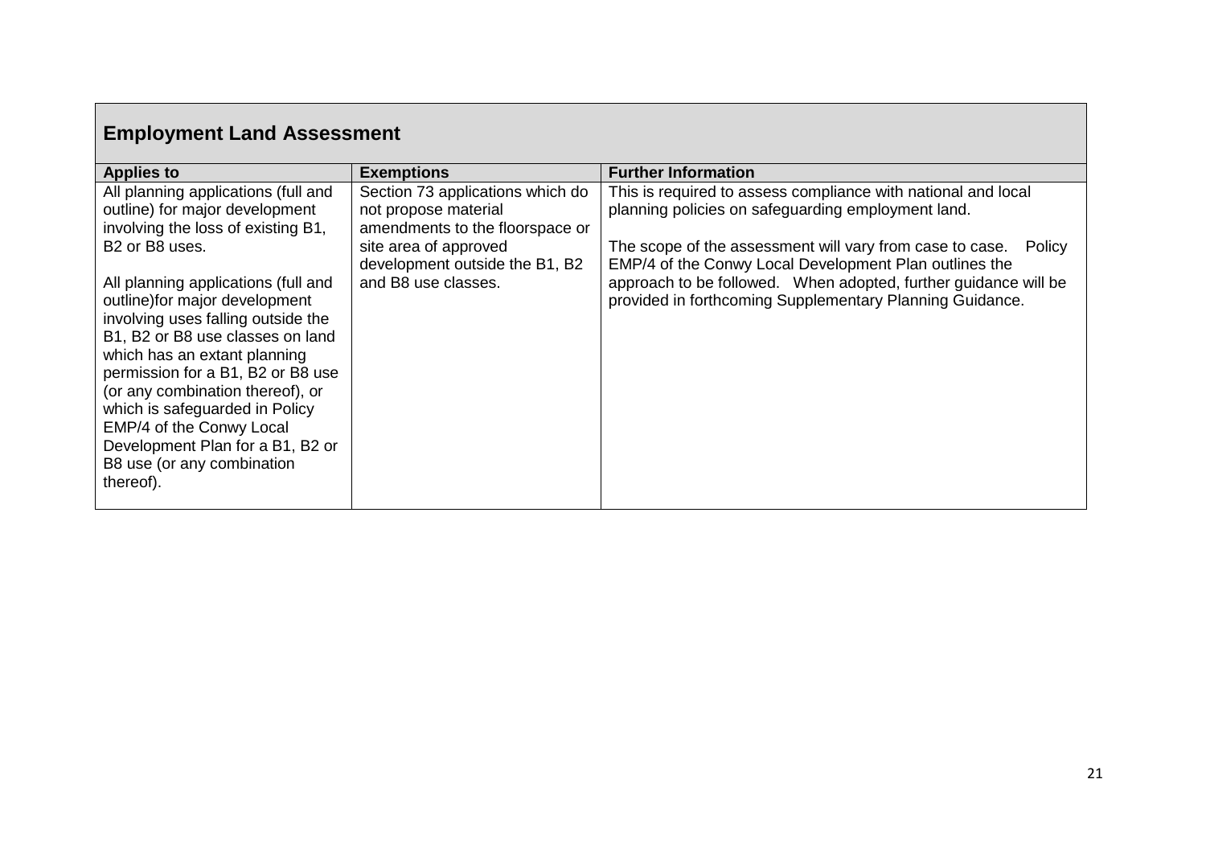## Employment Land Assessment

| Applies to | Exemptions | Further Information |
|---|---|---|
| All planning applications (full and outline) for major development involving the loss of existing B1, B2 or B8 uses.<br><br>All planning applications (full and outline)for major development involving uses falling outside the B1, B2 or B8 use classes on land which has an extant planning permission for a B1, B2 or B8 use (or any combination thereof), or which is safeguarded in Policy EMP/4 of the Conwy Local Development Plan for a B1, B2 or B8 use (or any combination thereof). | Section 73 applications which do not propose material amendments to the floorspace or site area of approved development outside the B1, B2 and B8 use classes. | This is required to assess compliance with national and local planning policies on safeguarding employment land.<br><br>The scope of the assessment will vary from case to case. Policy EMP/4 of the Conwy Local Development Plan outlines the approach to be followed. When adopted, further guidance will be provided in forthcoming Supplementary Planning Guidance. |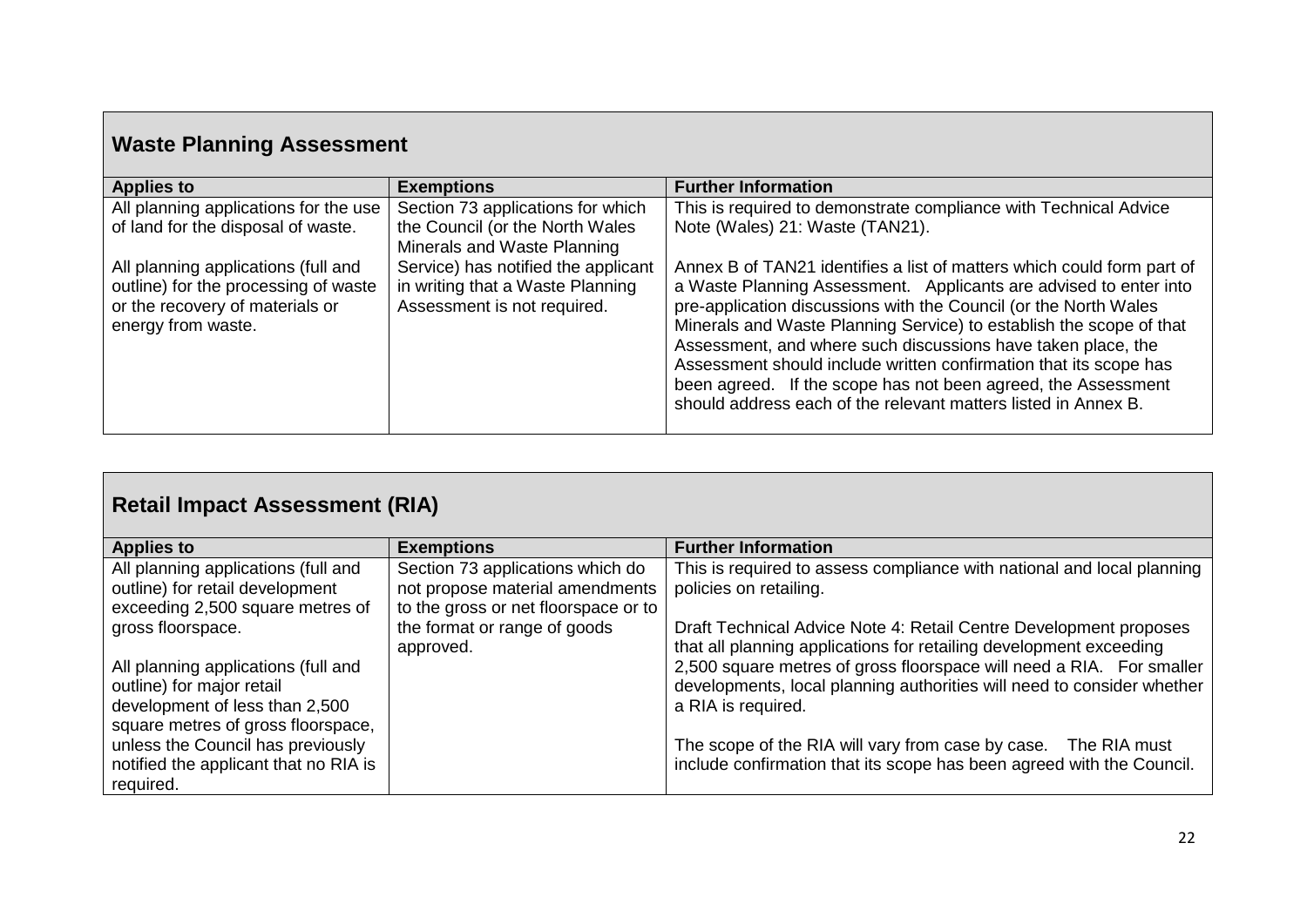## Waste Planning Assessment

| Applies to | Exemptions | Further Information |
|---|---|---|
| All planning applications for the use of land for the disposal of waste.<br><br>All planning applications (full and outline) for the processing of waste or the recovery of materials or energy from waste. | Section 73 applications for which the Council (or the North Wales Minerals and Waste Planning Service) has notified the applicant in writing that a Waste Planning Assessment is not required. | This is required to demonstrate compliance with Technical Advice Note (Wales) 21: Waste (TAN21).<br><br>Annex B of TAN21 identifies a list of matters which could form part of a Waste Planning Assessment. Applicants are advised to enter into pre-application discussions with the Council (or the North Wales Minerals and Waste Planning Service) to establish the scope of that Assessment, and where such discussions have taken place, the Assessment should include written confirmation that its scope has been agreed. If the scope has not been agreed, the Assessment should address each of the relevant matters listed in Annex B. |

## Retail Impact Assessment (RIA)

| Applies to | Exemptions | Further Information |
|---|---|---|
| All planning applications (full and outline) for retail development exceeding 2,500 square metres of gross floorspace.<br><br>All planning applications (full and outline) for major retail development of less than 2,500 square metres of gross floorspace, unless the Council has previously notified the applicant that no RIA is required. | Section 73 applications which do not propose material amendments to the gross or net floorspace or to the format or range of goods approved. | This is required to assess compliance with national and local planning policies on retailing.<br><br>Draft Technical Advice Note 4: Retail Centre Development proposes that all planning applications for retailing development exceeding 2,500 square metres of gross floorspace will need a RIA. For smaller developments, local planning authorities will need to consider whether a RIA is required.<br><br>The scope of the RIA will vary from case by case. The RIA must include confirmation that its scope has been agreed with the Council. |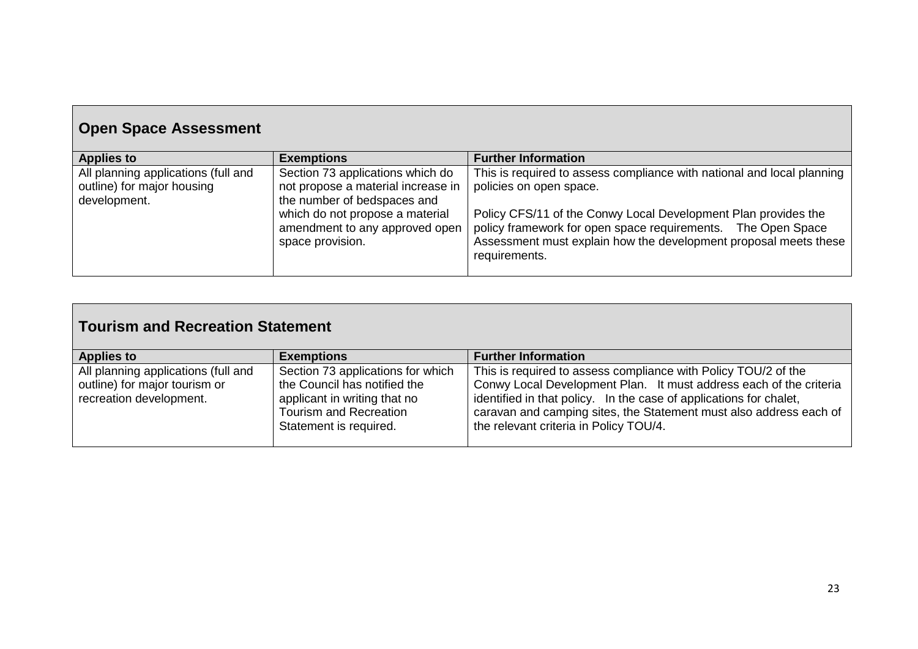## Open Space Assessment

| Applies to | Exemptions | Further Information |
| --- | --- | --- |
| All planning applications (full and outline) for major housing development. | Section 73 applications which do not propose a material increase in the number of bedspaces and which do not propose a material amendment to any approved open space provision. | This is required to assess compliance with national and local planning policies on open space.<br><br>Policy CFS/11 of the Conwy Local Development Plan provides the policy framework for open space requirements. The Open Space Assessment must explain how the development proposal meets these requirements. |

## Tourism and Recreation Statement

| Applies to | Exemptions | Further Information |
| --- | --- | --- |
| All planning applications (full and outline) for major tourism or recreation development. | Section 73 applications for which the Council has notified the applicant in writing that no Tourism and Recreation Statement is required. | This is required to assess compliance with Policy TOU/2 of the Conwy Local Development Plan. It must address each of the criteria identified in that policy. In the case of applications for chalet, caravan and camping sites, the Statement must also address each of the relevant criteria in Policy TOU/4. |